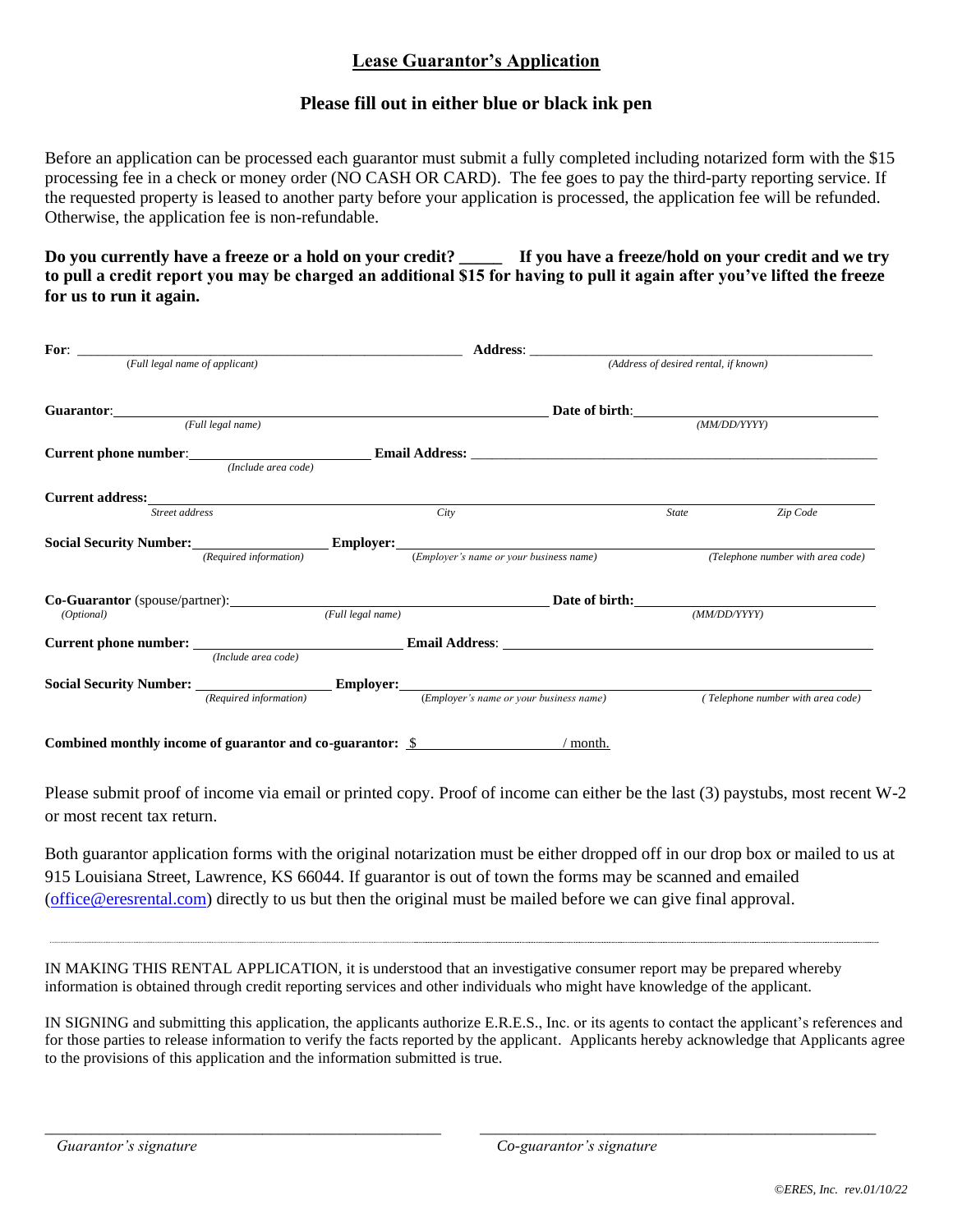# Lease Guarantor's Application

## Please fill out in either blue or black ink pen

Before an application can be processed each guarantor must submit a fully completed including notarized form with the $15 processing fee in a check or money order (NO CASH OR CARD). The fee goes to pay the third-party reporting service. If the requested property is leased to another party before your application is processed, the application fee will be refunded. Otherwise, the application fee is non-refundable.

**Do you currently have a freeze or a hold on your credit? _____ If you have a freeze/hold on your credit and we try to pull a credit report you may be charged an additional $15 for having to pull it again after you've lifted the freeze for us to run it again.**

**For**: ______________________________ **Address**: ______________________________
*(Full legal name of applicant)* *(Address of desired rental, if known)*

**Guarantor**: ______________________________ **Date of birth**: ______________________________
*(Full legal name)* *(MM/DD/YYYY)*

**Current phone number**: ______________________________ **Email Address**: ______________________________
*(Include area code)*

**Current address**: ______________________________
*Street address* *City* *State* *Zip Code*

**Social Security Number**: ______________________________ **Employer**: ______________________________
*(Required information)* *(Employer's name or your business name)* *(Telephone number with area code)*

**Co-Guarantor** (spouse/partner): ______________________________ **Date of birth**: ______________________________
*(Optional)* *(Full legal name)* *(MM/DD/YYYY)*

**Current phone number**: ______________________________ **Email Address**: ______________________________
*(Include area code)*

**Social Security Number**: ______________________________ **Employer**: ______________________________
*(Required information)* *(Employer's name or your business name)* *(Telephone number with area code)*

**Combined monthly income of guarantor and co-guarantor**: $ ____________ / month.

Please submit proof of income via email or printed copy. Proof of income can either be the last (3) paystubs, most recent W-2 or most recent tax return.

Both guarantor application forms with the original notarization must be either dropped off in our drop box or mailed to us at 915 Louisiana Street, Lawrence, KS 66044. If guarantor is out of town the forms may be scanned and emailed (office@eresrental.com) directly to us but then the original must be mailed before we can give final approval.

---

IN MAKING THIS RENTAL APPLICATION, it is understood that an investigative consumer report may be prepared whereby information is obtained through credit reporting services and other individuals who might have knowledge of the applicant.

IN SIGNING and submitting this application, the applicants authorize E.R.E.S., Inc. or its agents to contact the applicant's references and for those parties to release information to verify the facts reported by the applicant. Applicants hereby acknowledge that Applicants agree to the provisions of this application and the information submitted is true.

______________________________ ______________________________
*Guarantor's signature* *Co-guarantor's signature*

©ERES, Inc. rev.01/10/22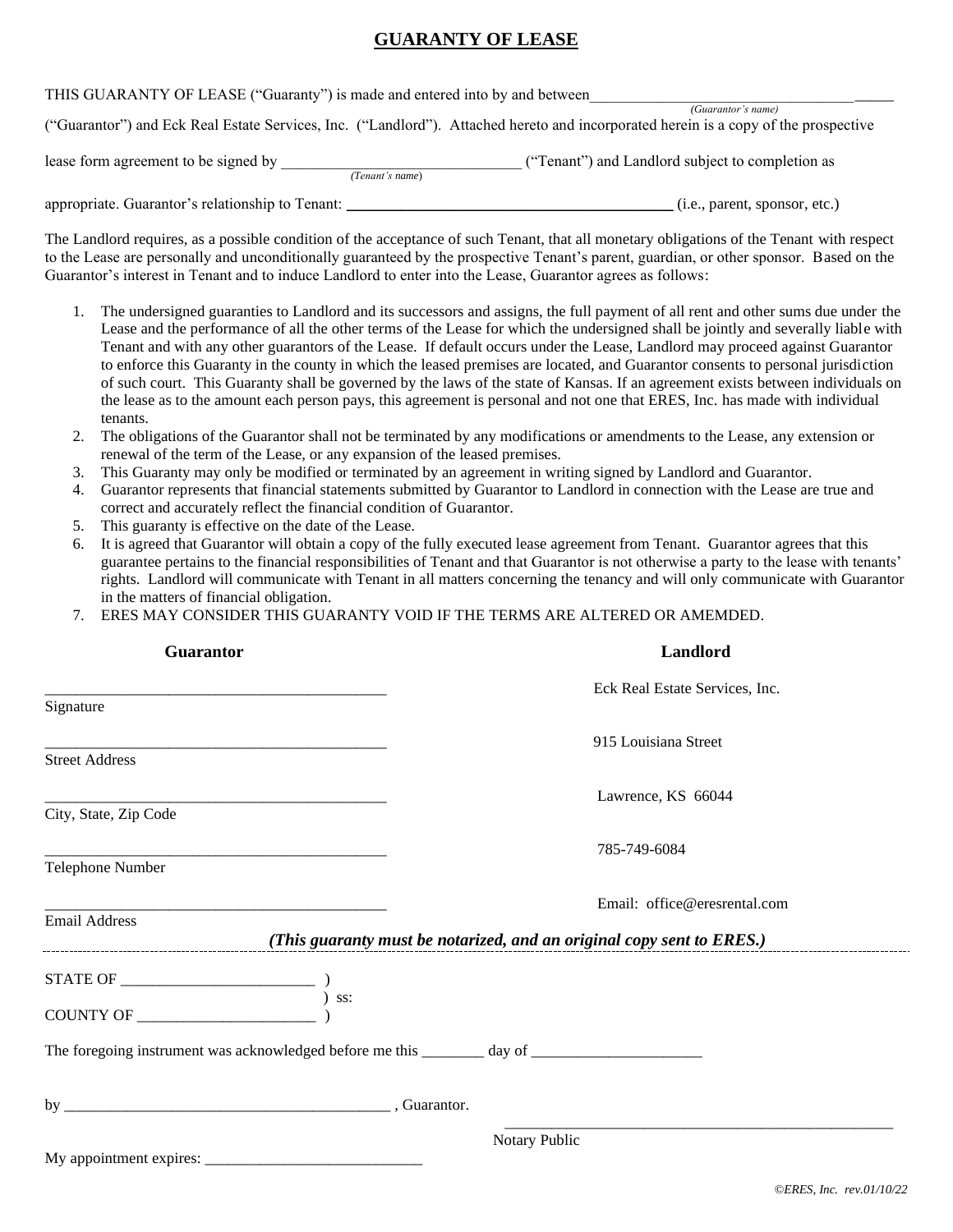# GUARANTY OF LEASE

THIS GUARANTY OF LEASE ("Guaranty") is made and entered into by and between_________________________________________
*(Guarantor's name)*
("Guarantor") and Eck Real Estate Services, Inc. ("Landlord"). Attached hereto and incorporated herein is a copy of the prospective

lease form agreement to be signed by _____________________________ ("Tenant") and Landlord subject to completion as
*(Tenant's name)*

appropriate. Guarantor's relationship to Tenant: ________________________________________ (i.e., parent, sponsor, etc.)

The Landlord requires, as a possible condition of the acceptance of such Tenant, that all monetary obligations of the Tenant with respect to the Lease are personally and unconditionally guaranteed by the prospective Tenant's parent, guardian, or other sponsor. Based on the Guarantor's interest in Tenant and to induce Landlord to enter into the Lease, Guarantor agrees as follows:

1. The undersigned guaranties to Landlord and its successors and assigns, the full payment of all rent and other sums due under the Lease and the performance of all the other terms of the Lease for which the undersigned shall be jointly and severally liable with Tenant and with any other guarantors of the Lease. If default occurs under the Lease, Landlord may proceed against Guarantor to enforce this Guaranty in the county in which the leased premises are located, and Guarantor consents to personal jurisdiction of such court. This Guaranty shall be governed by the laws of the state of Kansas. If an agreement exists between individuals on the lease as to the amount each person pays, this agreement is personal and not one that ERES, Inc. has made with individual tenants.
2. The obligations of the Guarantor shall not be terminated by any modifications or amendments to the Lease, any extension or renewal of the term of the Lease, or any expansion of the leased premises.
3. This Guaranty may only be modified or terminated by an agreement in writing signed by Landlord and Guarantor.
4. Guarantor represents that financial statements submitted by Guarantor to Landlord in connection with the Lease are true and correct and accurately reflect the financial condition of Guarantor.
5. This guaranty is effective on the date of the Lease.
6. It is agreed that Guarantor will obtain a copy of the fully executed lease agreement from Tenant. Guarantor agrees that this guarantee pertains to the financial responsibilities of Tenant and that Guarantor is not otherwise a party to the lease with tenants' rights. Landlord will communicate with Tenant in all matters concerning the tenancy and will only communicate with Guarantor in the matters of financial obligation.
7. ERES MAY CONSIDER THIS GUARANTY VOID IF THE TERMS ARE ALTERED OR AMEMDED.

**Guarantor**

_____________________________________________
Signature

_____________________________________________
Street Address

_____________________________________________
City, State, Zip Code

_____________________________________________
Telephone Number

_____________________________________________
Email Address

**Landlord**

Eck Real Estate Services, Inc.

915 Louisiana Street

Lawrence, KS 66044

785-749-6084

Email: office@eresrental.com

***(This guaranty must be notarized, and an original copy sent to ERES.)***

STATE OF ________________________ )
) ss:
COUNTY OF ______________________ )

The foregoing instrument was acknowledged before me this ________ day of ______________________

by __________________________________________ , Guarantor.

_____________________________________________________
Notary Public

My appointment expires: ____________________________

©ERES, Inc. rev.01/10/22